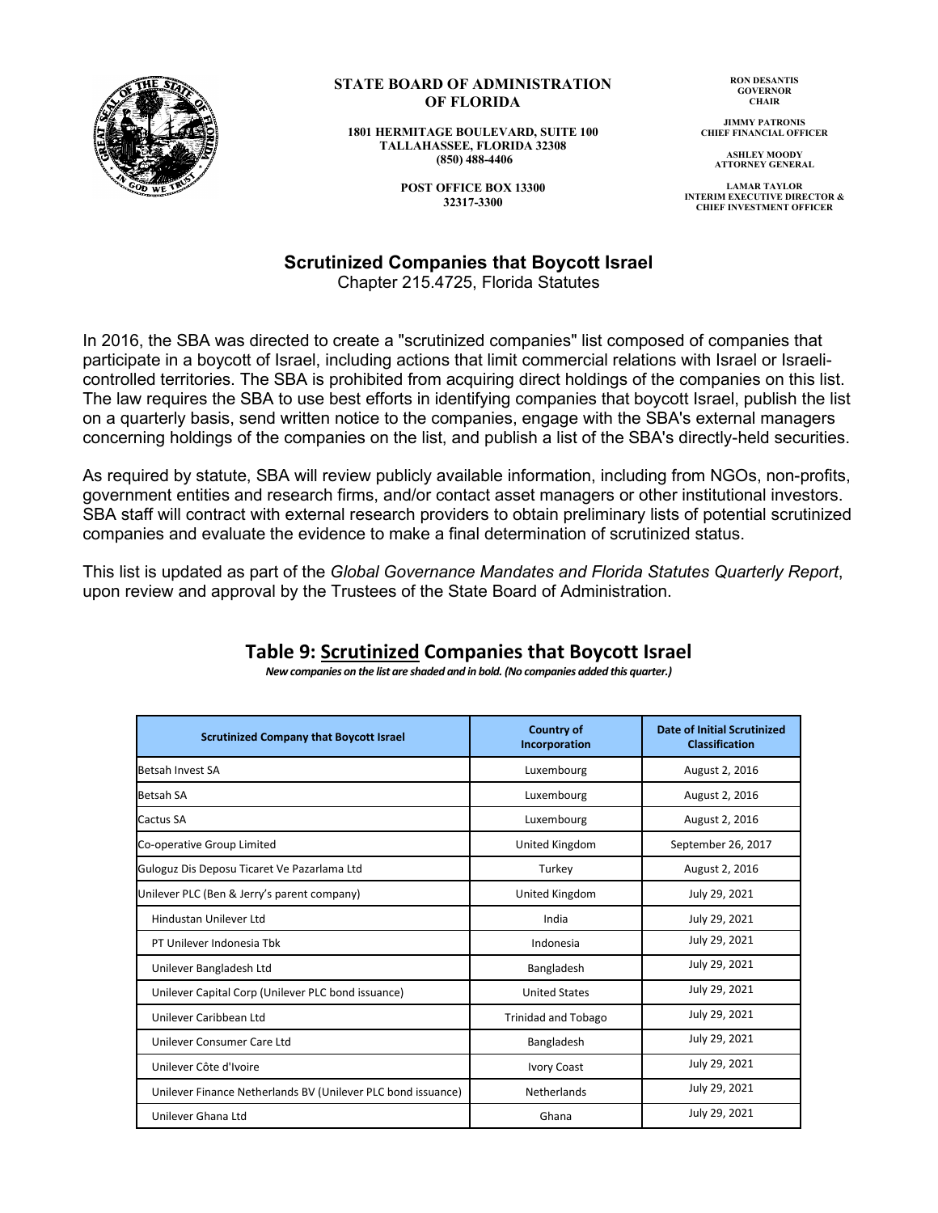**STATE BOARD OF ADMINISTRATION OF FLORIDA**

1801 HERMITAGE BOULEVARD, SUITE 100
TALLAHASSEE, FLORIDA 32308
(850) 488-4406

POST OFFICE BOX 13300
32317-3300

RON DESANTIS
GOVERNOR
CHAIR

JIMMY PATRONIS
CHIEF FINANCIAL OFFICER

ASHLEY MOODY
ATTORNEY GENERAL

LAMAR TAYLOR
INTERIM EXECUTIVE DIRECTOR & CHIEF INVESTMENT OFFICER

# Scrutinized Companies that Boycott Israel

Chapter 215.4725, Florida Statutes

In 2016, the SBA was directed to create a "scrutinized companies" list composed of companies that participate in a boycott of Israel, including actions that limit commercial relations with Israel or Israeli-controlled territories. The SBA is prohibited from acquiring direct holdings of the companies on this list. The law requires the SBA to use best efforts in identifying companies that boycott Israel, publish the list on a quarterly basis, send written notice to the companies, engage with the SBA's external managers concerning holdings of the companies on the list, and publish a list of the SBA's directly-held securities.

As required by statute, SBA will review publicly available information, including from NGOs, non-profits, government entities and research firms, and/or contact asset managers or other institutional investors. SBA staff will contract with external research providers to obtain preliminary lists of potential scrutinized companies and evaluate the evidence to make a final determination of scrutinized status.

This list is updated as part of the *Global Governance Mandates and Florida Statutes Quarterly Report*, upon review and approval by the Trustees of the State Board of Administration.

## Table 9: Scrutinized Companies that Boycott Israel

*New companies on the list are shaded and in bold. (No companies added this quarter.)*

| Scrutinized Company that Boycott Israel | Country of Incorporation | Date of Initial Scrutinized Classification |
|---|---|---|
| Betsah Invest SA | Luxembourg | August 2, 2016 |
| Betsah SA | Luxembourg | August 2, 2016 |
| Cactus SA | Luxembourg | August 2, 2016 |
| Co-operative Group Limited | United Kingdom | September 26, 2017 |
| Guloguz Dis Deposu Ticaret Ve Pazarlama Ltd | Turkey | August 2, 2016 |
| Unilever PLC (Ben & Jerry's parent company) | United Kingdom | July 29, 2021 |
| Hindustan Unilever Ltd | India | July 29, 2021 |
| PT Unilever Indonesia Tbk | Indonesia | July 29, 2021 |
| Unilever Bangladesh Ltd | Bangladesh | July 29, 2021 |
| Unilever Capital Corp (Unilever PLC bond issuance) | United States | July 29, 2021 |
| Unilever Caribbean Ltd | Trinidad and Tobago | July 29, 2021 |
| Unilever Consumer Care Ltd | Bangladesh | July 29, 2021 |
| Unilever Côte d'Ivoire | Ivory Coast | July 29, 2021 |
| Unilever Finance Netherlands BV (Unilever PLC bond issuance) | Netherlands | July 29, 2021 |
| Unilever Ghana Ltd | Ghana | July 29, 2021 |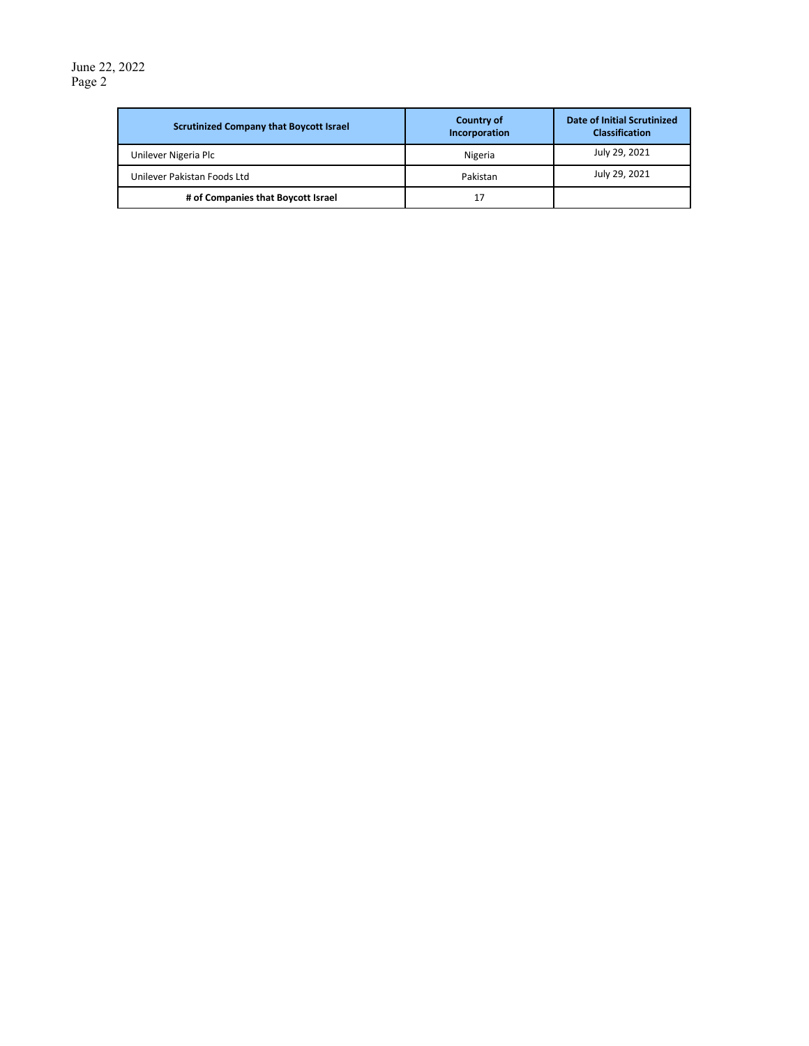| Scrutinized Company that Boycott Israel | Country of Incorporation | Date of Initial Scrutinized Classification |
|---|---|---|
| Unilever Nigeria Plc | Nigeria | July 29, 2021 |
| Unilever Pakistan Foods Ltd | Pakistan | July 29, 2021 |
| **# of Companies that Boycott Israel** | 17 | |